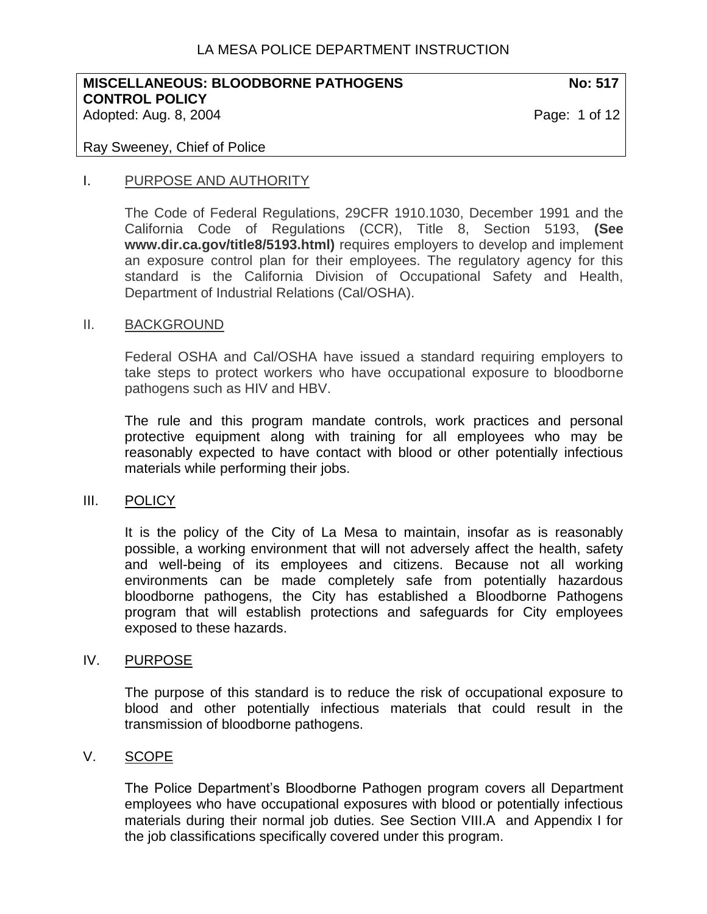LA MESA POLICE DEPARTMENT INSTRUCTION

| **MISCELLANEOUS: BLOODBORNE PATHOGENS CONTROL POLICY** | **No: 517** |
|---|---|
| Adopted: Aug. 8, 2004 | Page: 1 of 12 |
| Ray Sweeney, Chief of Police | |

## I. PURPOSE AND AUTHORITY

The Code of Federal Regulations, 29CFR 1910.1030, December 1991 and the California Code of Regulations (CCR), Title 8, Section 5193, **(See www.dir.ca.gov/title8/5193.html)** requires employers to develop and implement an exposure control plan for their employees. The regulatory agency for this standard is the California Division of Occupational Safety and Health, Department of Industrial Relations (Cal/OSHA).

## II. BACKGROUND

Federal OSHA and Cal/OSHA have issued a standard requiring employers to take steps to protect workers who have occupational exposure to bloodborne pathogens such as HIV and HBV.

The rule and this program mandate controls, work practices and personal protective equipment along with training for all employees who may be reasonably expected to have contact with blood or other potentially infectious materials while performing their jobs.

## III. POLICY

It is the policy of the City of La Mesa to maintain, insofar as is reasonably possible, a working environment that will not adversely affect the health, safety and well-being of its employees and citizens. Because not all working environments can be made completely safe from potentially hazardous bloodborne pathogens, the City has established a Bloodborne Pathogens program that will establish protections and safeguards for City employees exposed to these hazards.

## IV. PURPOSE

The purpose of this standard is to reduce the risk of occupational exposure to blood and other potentially infectious materials that could result in the transmission of bloodborne pathogens.

## V. SCOPE

The Police Department's Bloodborne Pathogen program covers all Department employees who have occupational exposures with blood or potentially infectious materials during their normal job duties. See Section VIII.A and Appendix I for the job classifications specifically covered under this program.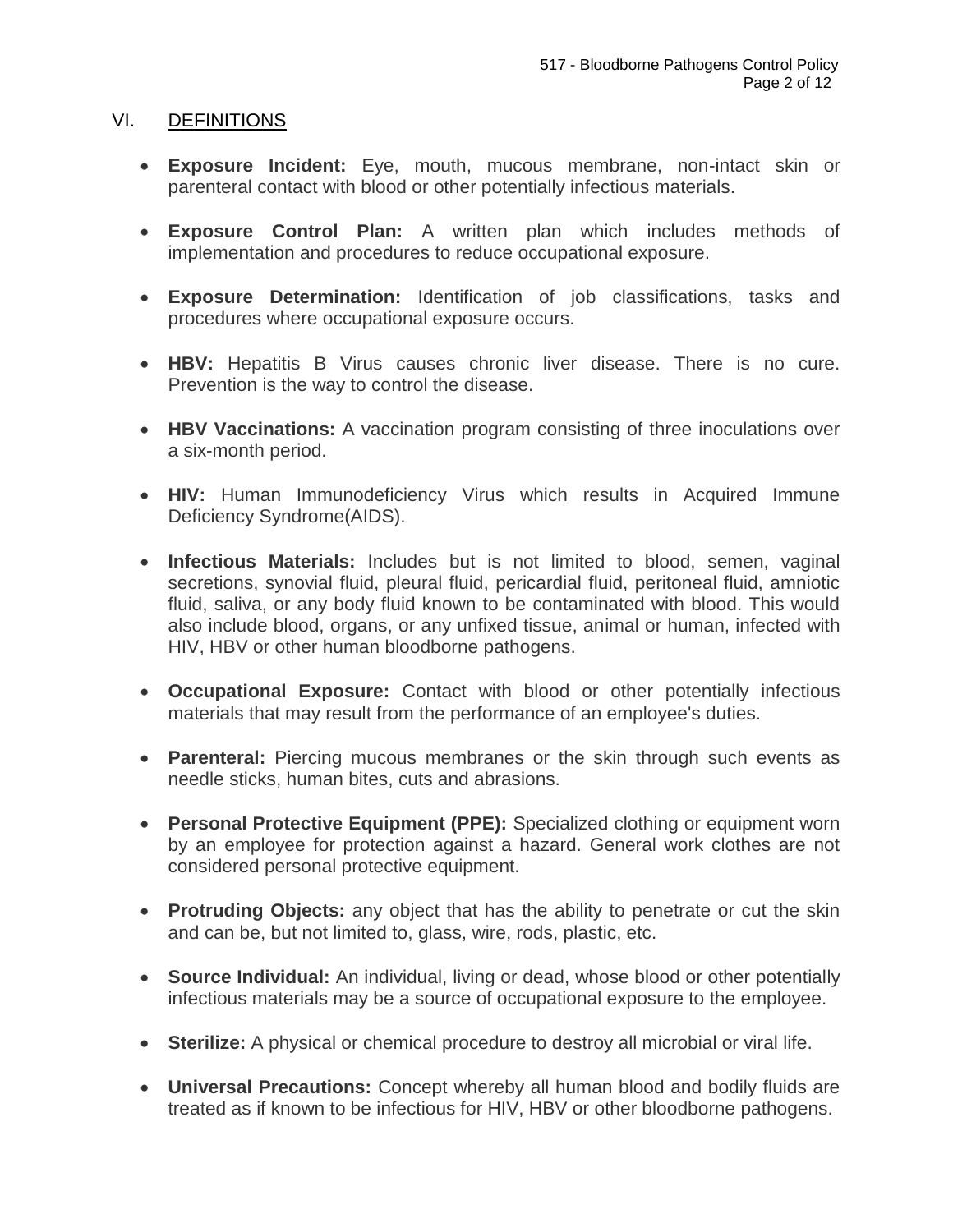## VI. DEFINITIONS

- **Exposure Incident:** Eye, mouth, mucous membrane, non-intact skin or parenteral contact with blood or other potentially infectious materials.

- **Exposure Control Plan:** A written plan which includes methods of implementation and procedures to reduce occupational exposure.

- **Exposure Determination:** Identification of job classifications, tasks and procedures where occupational exposure occurs.

- **HBV:** Hepatitis B Virus causes chronic liver disease. There is no cure. Prevention is the way to control the disease.

- **HBV Vaccinations:** A vaccination program consisting of three inoculations over a six-month period.

- **HIV:** Human Immunodeficiency Virus which results in Acquired Immune Deficiency Syndrome(AIDS).

- **Infectious Materials:** Includes but is not limited to blood, semen, vaginal secretions, synovial fluid, pleural fluid, pericardial fluid, peritoneal fluid, amniotic fluid, saliva, or any body fluid known to be contaminated with blood. This would also include blood, organs, or any unfixed tissue, animal or human, infected with HIV, HBV or other human bloodborne pathogens.

- **Occupational Exposure:** Contact with blood or other potentially infectious materials that may result from the performance of an employee's duties.

- **Parenteral:** Piercing mucous membranes or the skin through such events as needle sticks, human bites, cuts and abrasions.

- **Personal Protective Equipment (PPE):** Specialized clothing or equipment worn by an employee for protection against a hazard. General work clothes are not considered personal protective equipment.

- **Protruding Objects:** any object that has the ability to penetrate or cut the skin and can be, but not limited to, glass, wire, rods, plastic, etc.

- **Source Individual:** An individual, living or dead, whose blood or other potentially infectious materials may be a source of occupational exposure to the employee.

- **Sterilize:** A physical or chemical procedure to destroy all microbial or viral life.

- **Universal Precautions:** Concept whereby all human blood and bodily fluids are treated as if known to be infectious for HIV, HBV or other bloodborne pathogens.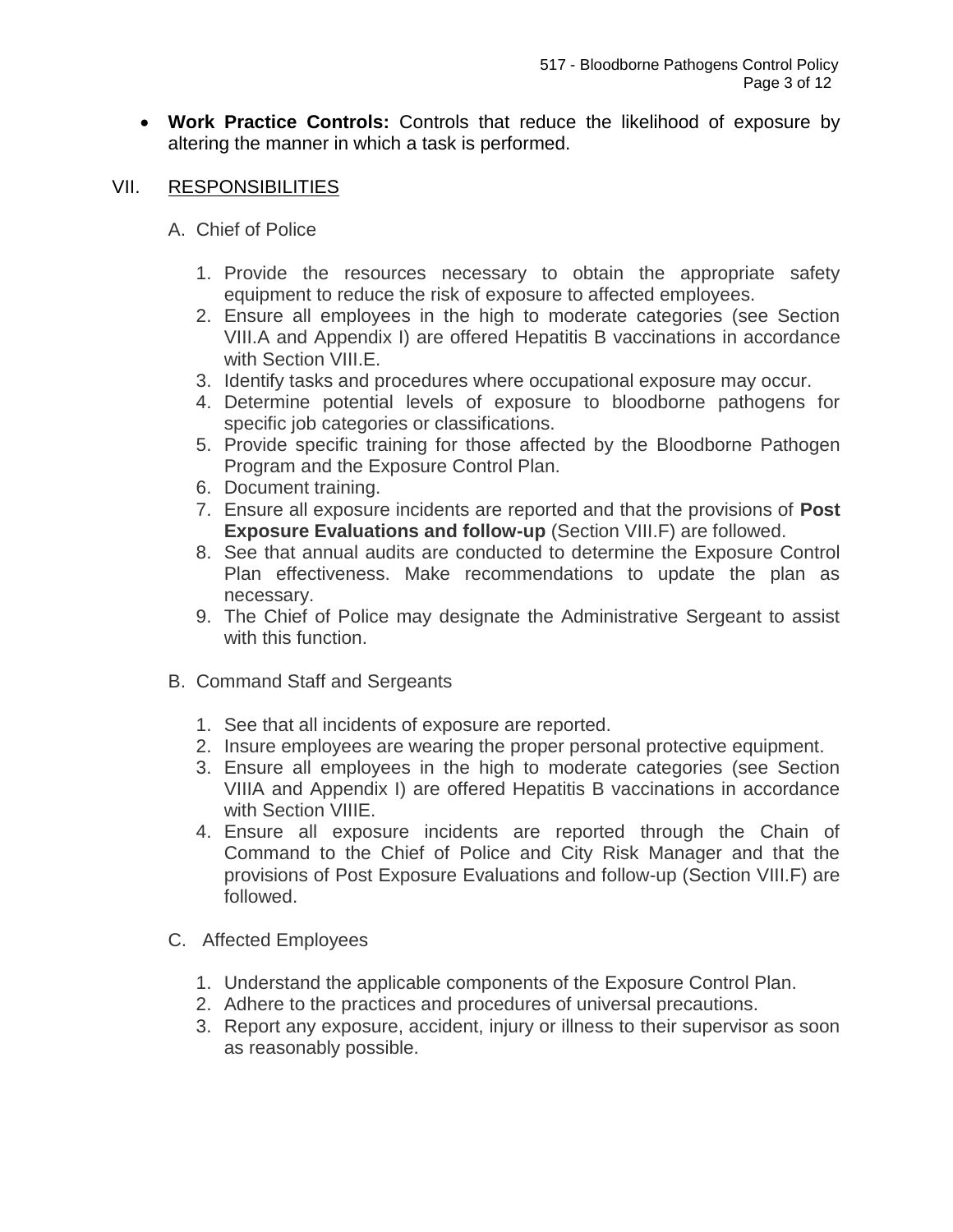- **Work Practice Controls:** Controls that reduce the likelihood of exposure by altering the manner in which a task is performed.

## VII. RESPONSIBILITIES

A. Chief of Police

1. Provide the resources necessary to obtain the appropriate safety equipment to reduce the risk of exposure to affected employees.
2. Ensure all employees in the high to moderate categories (see Section VIII.A and Appendix I) are offered Hepatitis B vaccinations in accordance with Section VIII.E.
3. Identify tasks and procedures where occupational exposure may occur.
4. Determine potential levels of exposure to bloodborne pathogens for specific job categories or classifications.
5. Provide specific training for those affected by the Bloodborne Pathogen Program and the Exposure Control Plan.
6. Document training.
7. Ensure all exposure incidents are reported and that the provisions of **Post Exposure Evaluations and follow-up** (Section VIII.F) are followed.
8. See that annual audits are conducted to determine the Exposure Control Plan effectiveness. Make recommendations to update the plan as necessary.
9. The Chief of Police may designate the Administrative Sergeant to assist with this function.

B. Command Staff and Sergeants

1. See that all incidents of exposure are reported.
2. Insure employees are wearing the proper personal protective equipment.
3. Ensure all employees in the high to moderate categories (see Section VIIIA and Appendix I) are offered Hepatitis B vaccinations in accordance with Section VIIIE.
4. Ensure all exposure incidents are reported through the Chain of Command to the Chief of Police and City Risk Manager and that the provisions of Post Exposure Evaluations and follow-up (Section VIII.F) are followed.

C. Affected Employees

1. Understand the applicable components of the Exposure Control Plan.
2. Adhere to the practices and procedures of universal precautions.
3. Report any exposure, accident, injury or illness to their supervisor as soon as reasonably possible.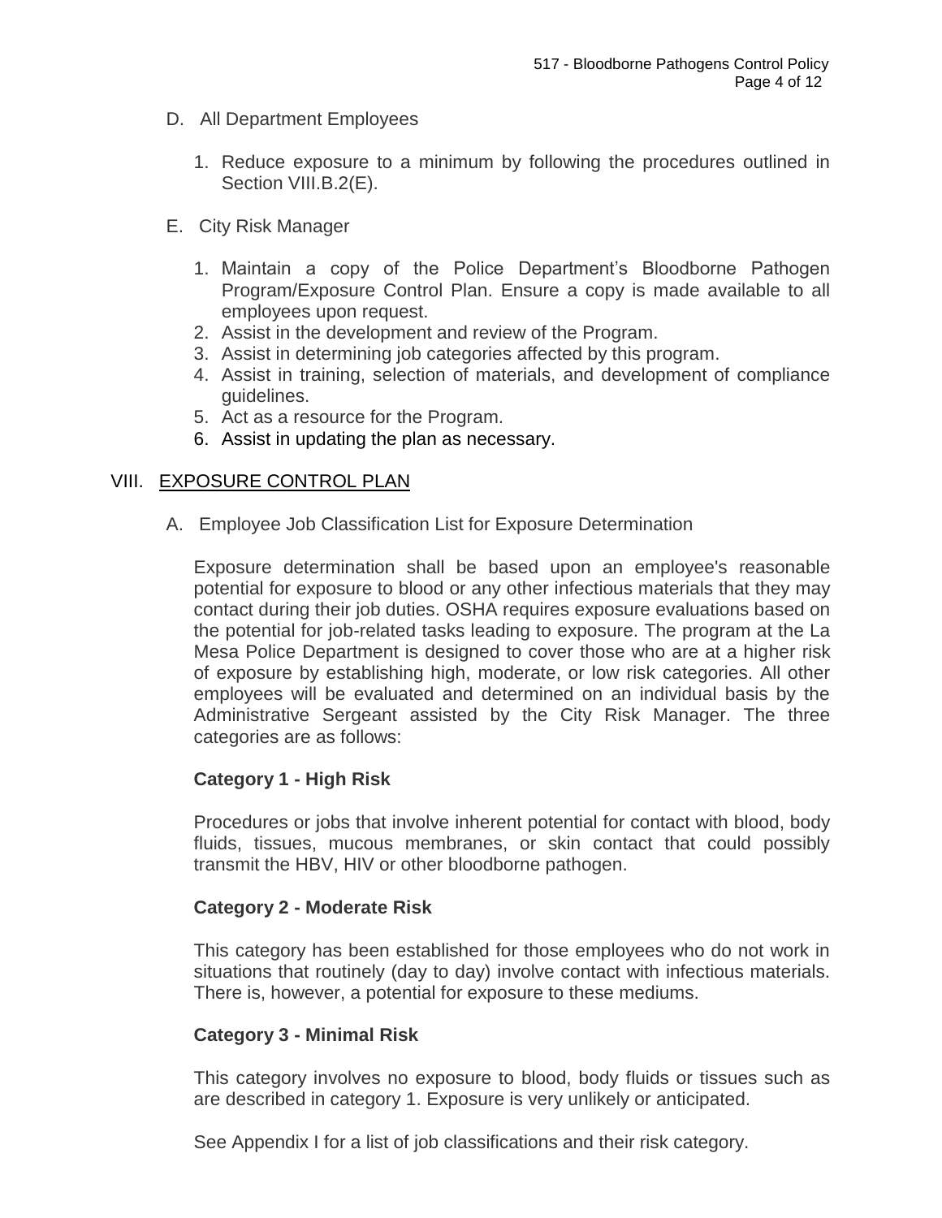D. All Department Employees

1. Reduce exposure to a minimum by following the procedures outlined in Section VIII.B.2(E).

E. City Risk Manager

1. Maintain a copy of the Police Department's Bloodborne Pathogen Program/Exposure Control Plan. Ensure a copy is made available to all employees upon request.
2. Assist in the development and review of the Program.
3. Assist in determining job categories affected by this program.
4. Assist in training, selection of materials, and development of compliance guidelines.
5. Act as a resource for the Program.
6. Assist in updating the plan as necessary.

## VIII. EXPOSURE CONTROL PLAN

A. Employee Job Classification List for Exposure Determination

Exposure determination shall be based upon an employee's reasonable potential for exposure to blood or any other infectious materials that they may contact during their job duties. OSHA requires exposure evaluations based on the potential for job-related tasks leading to exposure. The program at the La Mesa Police Department is designed to cover those who are at a higher risk of exposure by establishing high, moderate, or low risk categories. All other employees will be evaluated and determined on an individual basis by the Administrative Sergeant assisted by the City Risk Manager. The three categories are as follows:

**Category 1 - High Risk**

Procedures or jobs that involve inherent potential for contact with blood, body fluids, tissues, mucous membranes, or skin contact that could possibly transmit the HBV, HIV or other bloodborne pathogen.

**Category 2 - Moderate Risk**

This category has been established for those employees who do not work in situations that routinely (day to day) involve contact with infectious materials. There is, however, a potential for exposure to these mediums.

**Category 3 - Minimal Risk**

This category involves no exposure to blood, body fluids or tissues such as are described in category 1. Exposure is very unlikely or anticipated.

See Appendix I for a list of job classifications and their risk category.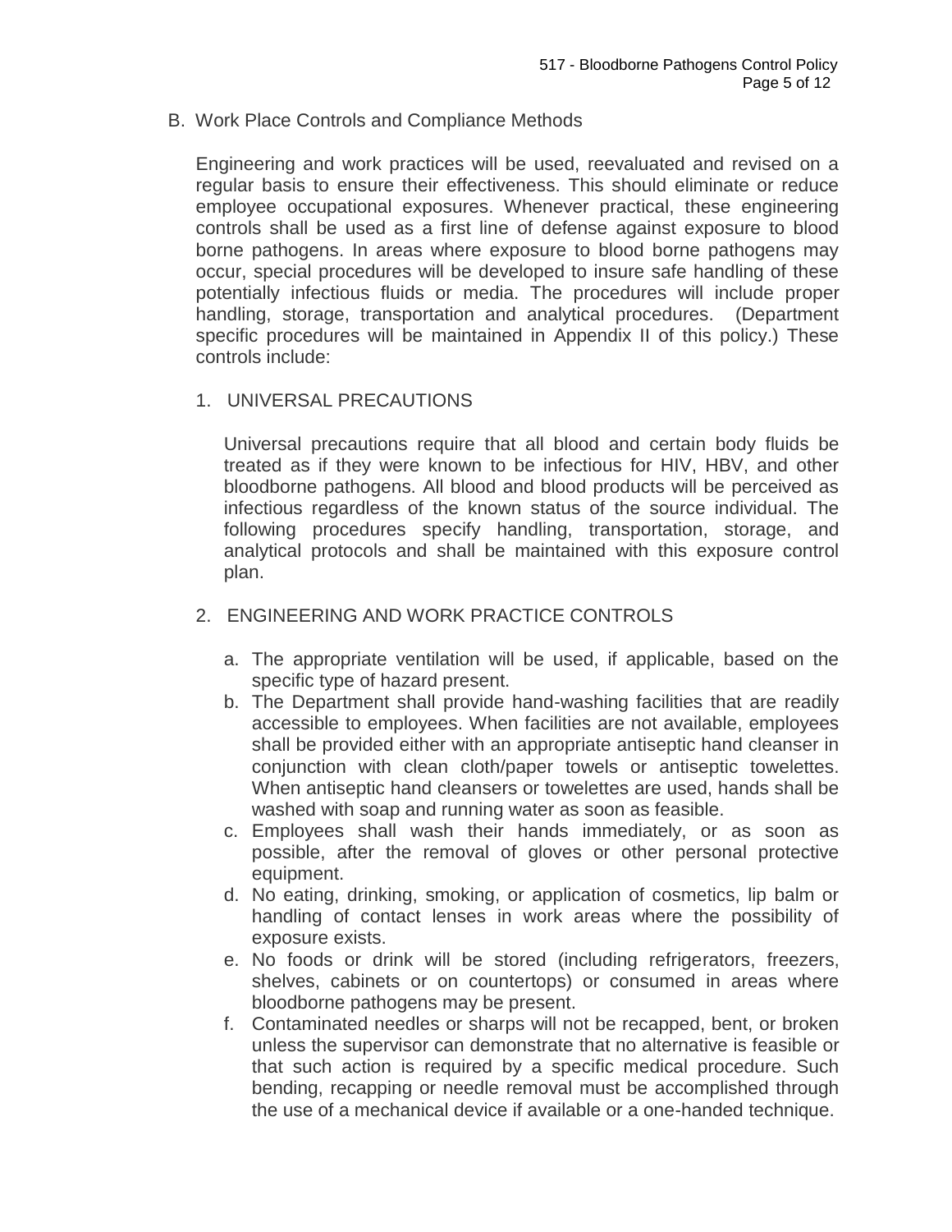B. Work Place Controls and Compliance Methods

Engineering and work practices will be used, reevaluated and revised on a regular basis to ensure their effectiveness. This should eliminate or reduce employee occupational exposures. Whenever practical, these engineering controls shall be used as a first line of defense against exposure to blood borne pathogens. In areas where exposure to blood borne pathogens may occur, special procedures will be developed to insure safe handling of these potentially infectious fluids or media. The procedures will include proper handling, storage, transportation and analytical procedures. (Department specific procedures will be maintained in Appendix II of this policy.) These controls include:

1. UNIVERSAL PRECAUTIONS

   Universal precautions require that all blood and certain body fluids be treated as if they were known to be infectious for HIV, HBV, and other bloodborne pathogens. All blood and blood products will be perceived as infectious regardless of the known status of the source individual. The following procedures specify handling, transportation, storage, and analytical protocols and shall be maintained with this exposure control plan.

2. ENGINEERING AND WORK PRACTICE CONTROLS

   a. The appropriate ventilation will be used, if applicable, based on the specific type of hazard present.
   b. The Department shall provide hand-washing facilities that are readily accessible to employees. When facilities are not available, employees shall be provided either with an appropriate antiseptic hand cleanser in conjunction with clean cloth/paper towels or antiseptic towelettes. When antiseptic hand cleansers or towelettes are used, hands shall be washed with soap and running water as soon as feasible.
   c. Employees shall wash their hands immediately, or as soon as possible, after the removal of gloves or other personal protective equipment.
   d. No eating, drinking, smoking, or application of cosmetics, lip balm or handling of contact lenses in work areas where the possibility of exposure exists.
   e. No foods or drink will be stored (including refrigerators, freezers, shelves, cabinets or on countertops) or consumed in areas where bloodborne pathogens may be present.
   f. Contaminated needles or sharps will not be recapped, bent, or broken unless the supervisor can demonstrate that no alternative is feasible or that such action is required by a specific medical procedure. Such bending, recapping or needle removal must be accomplished through the use of a mechanical device if available or a one-handed technique.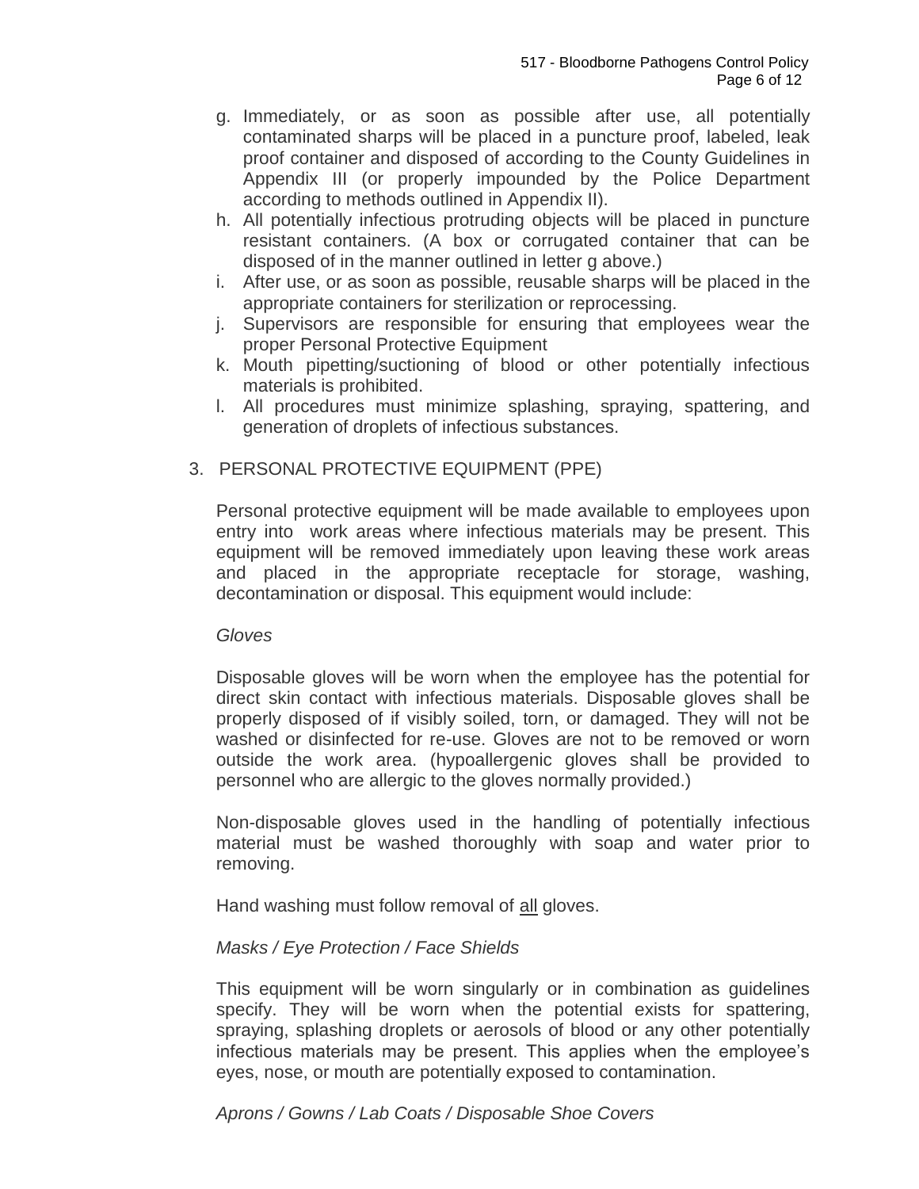g. Immediately, or as soon as possible after use, all potentially contaminated sharps will be placed in a puncture proof, labeled, leak proof container and disposed of according to the County Guidelines in Appendix III (or properly impounded by the Police Department according to methods outlined in Appendix II).
h. All potentially infectious protruding objects will be placed in puncture resistant containers. (A box or corrugated container that can be disposed of in the manner outlined in letter g above.)
i. After use, or as soon as possible, reusable sharps will be placed in the appropriate containers for sterilization or reprocessing.
j. Supervisors are responsible for ensuring that employees wear the proper Personal Protective Equipment
k. Mouth pipetting/suctioning of blood or other potentially infectious materials is prohibited.
l. All procedures must minimize splashing, spraying, spattering, and generation of droplets of infectious substances.

3. PERSONAL PROTECTIVE EQUIPMENT (PPE)

Personal protective equipment will be made available to employees upon entry into work areas where infectious materials may be present. This equipment will be removed immediately upon leaving these work areas and placed in the appropriate receptacle for storage, washing, decontamination or disposal. This equipment would include:

*Gloves*

Disposable gloves will be worn when the employee has the potential for direct skin contact with infectious materials. Disposable gloves shall be properly disposed of if visibly soiled, torn, or damaged. They will not be washed or disinfected for re-use. Gloves are not to be removed or worn outside the work area. (hypoallergenic gloves shall be provided to personnel who are allergic to the gloves normally provided.)

Non-disposable gloves used in the handling of potentially infectious material must be washed thoroughly with soap and water prior to removing.

Hand washing must follow removal of <u>all</u> gloves.

*Masks / Eye Protection / Face Shields*

This equipment will be worn singularly or in combination as guidelines specify. They will be worn when the potential exists for spattering, spraying, splashing droplets or aerosols of blood or any other potentially infectious materials may be present. This applies when the employee's eyes, nose, or mouth are potentially exposed to contamination.

*Aprons / Gowns / Lab Coats / Disposable Shoe Covers*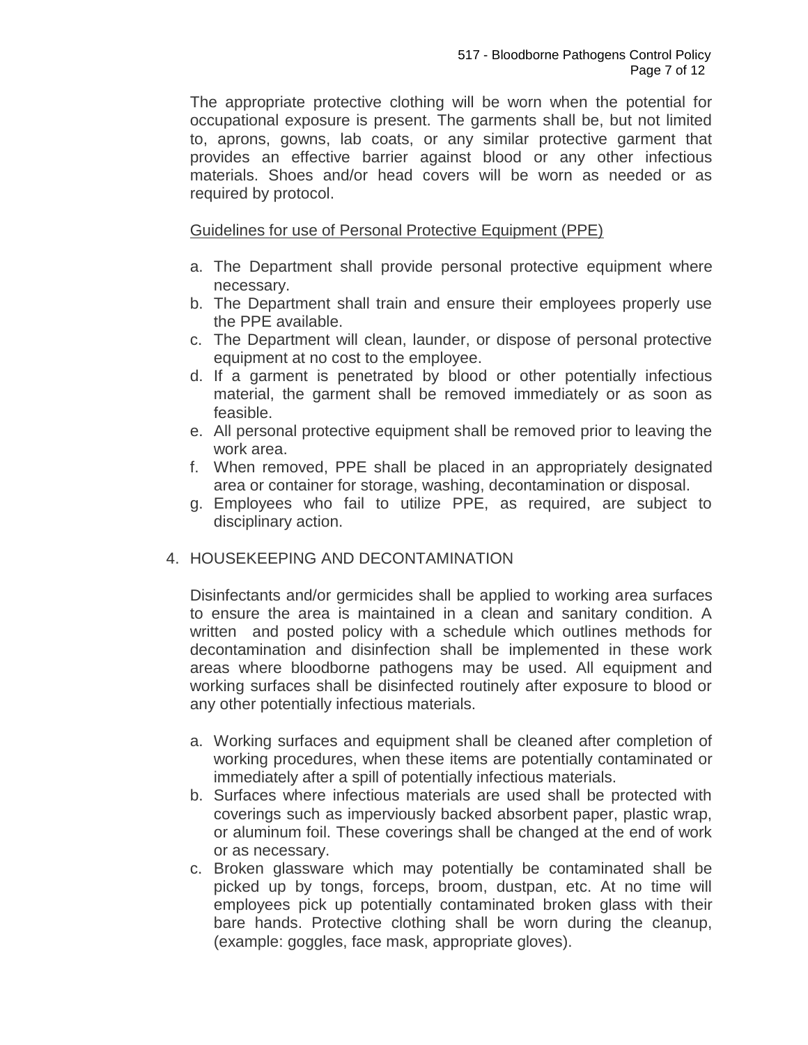The appropriate protective clothing will be worn when the potential for occupational exposure is present. The garments shall be, but not limited to, aprons, gowns, lab coats, or any similar protective garment that provides an effective barrier against blood or any other infectious materials. Shoes and/or head covers will be worn as needed or as required by protocol.

<u>Guidelines for use of Personal Protective Equipment (PPE)</u>

a. The Department shall provide personal protective equipment where necessary.
b. The Department shall train and ensure their employees properly use the PPE available.
c. The Department will clean, launder, or dispose of personal protective equipment at no cost to the employee.
d. If a garment is penetrated by blood or other potentially infectious material, the garment shall be removed immediately or as soon as feasible.
e. All personal protective equipment shall be removed prior to leaving the work area.
f. When removed, PPE shall be placed in an appropriately designated area or container for storage, washing, decontamination or disposal.
g. Employees who fail to utilize PPE, as required, are subject to disciplinary action.

4. HOUSEKEEPING AND DECONTAMINATION

Disinfectants and/or germicides shall be applied to working area surfaces to ensure the area is maintained in a clean and sanitary condition. A written and posted policy with a schedule which outlines methods for decontamination and disinfection shall be implemented in these work areas where bloodborne pathogens may be used. All equipment and working surfaces shall be disinfected routinely after exposure to blood or any other potentially infectious materials.

a. Working surfaces and equipment shall be cleaned after completion of working procedures, when these items are potentially contaminated or immediately after a spill of potentially infectious materials.
b. Surfaces where infectious materials are used shall be protected with coverings such as imperviously backed absorbent paper, plastic wrap, or aluminum foil. These coverings shall be changed at the end of work or as necessary.
c. Broken glassware which may potentially be contaminated shall be picked up by tongs, forceps, broom, dustpan, etc. At no time will employees pick up potentially contaminated broken glass with their bare hands. Protective clothing shall be worn during the cleanup, (example: goggles, face mask, appropriate gloves).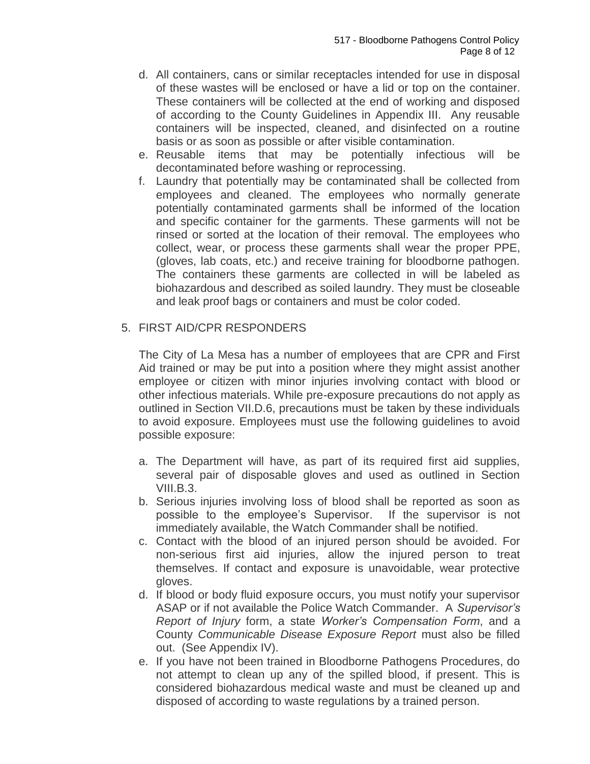d. All containers, cans or similar receptacles intended for use in disposal of these wastes will be enclosed or have a lid or top on the container. These containers will be collected at the end of working and disposed of according to the County Guidelines in Appendix III. Any reusable containers will be inspected, cleaned, and disinfected on a routine basis or as soon as possible or after visible contamination.

e. Reusable items that may be potentially infectious will be decontaminated before washing or reprocessing.

f. Laundry that potentially may be contaminated shall be collected from employees and cleaned. The employees who normally generate potentially contaminated garments shall be informed of the location and specific container for the garments. These garments will not be rinsed or sorted at the location of their removal. The employees who collect, wear, or process these garments shall wear the proper PPE, (gloves, lab coats, etc.) and receive training for bloodborne pathogen. The containers these garments are collected in will be labeled as biohazardous and described as soiled laundry. They must be closeable and leak proof bags or containers and must be color coded.

5. FIRST AID/CPR RESPONDERS

The City of La Mesa has a number of employees that are CPR and First Aid trained or may be put into a position where they might assist another employee or citizen with minor injuries involving contact with blood or other infectious materials. While pre-exposure precautions do not apply as outlined in Section VII.D.6, precautions must be taken by these individuals to avoid exposure. Employees must use the following guidelines to avoid possible exposure:

a. The Department will have, as part of its required first aid supplies, several pair of disposable gloves and used as outlined in Section VIII.B.3.

b. Serious injuries involving loss of blood shall be reported as soon as possible to the employee's Supervisor. If the supervisor is not immediately available, the Watch Commander shall be notified.

c. Contact with the blood of an injured person should be avoided. For non-serious first aid injuries, allow the injured person to treat themselves. If contact and exposure is unavoidable, wear protective gloves.

d. If blood or body fluid exposure occurs, you must notify your supervisor ASAP or if not available the Police Watch Commander. A *Supervisor's Report of Injury* form, a state *Worker's Compensation Form*, and a County *Communicable Disease Exposure Report* must also be filled out. (See Appendix IV).

e. If you have not been trained in Bloodborne Pathogens Procedures, do not attempt to clean up any of the spilled blood, if present. This is considered biohazardous medical waste and must be cleaned up and disposed of according to waste regulations by a trained person.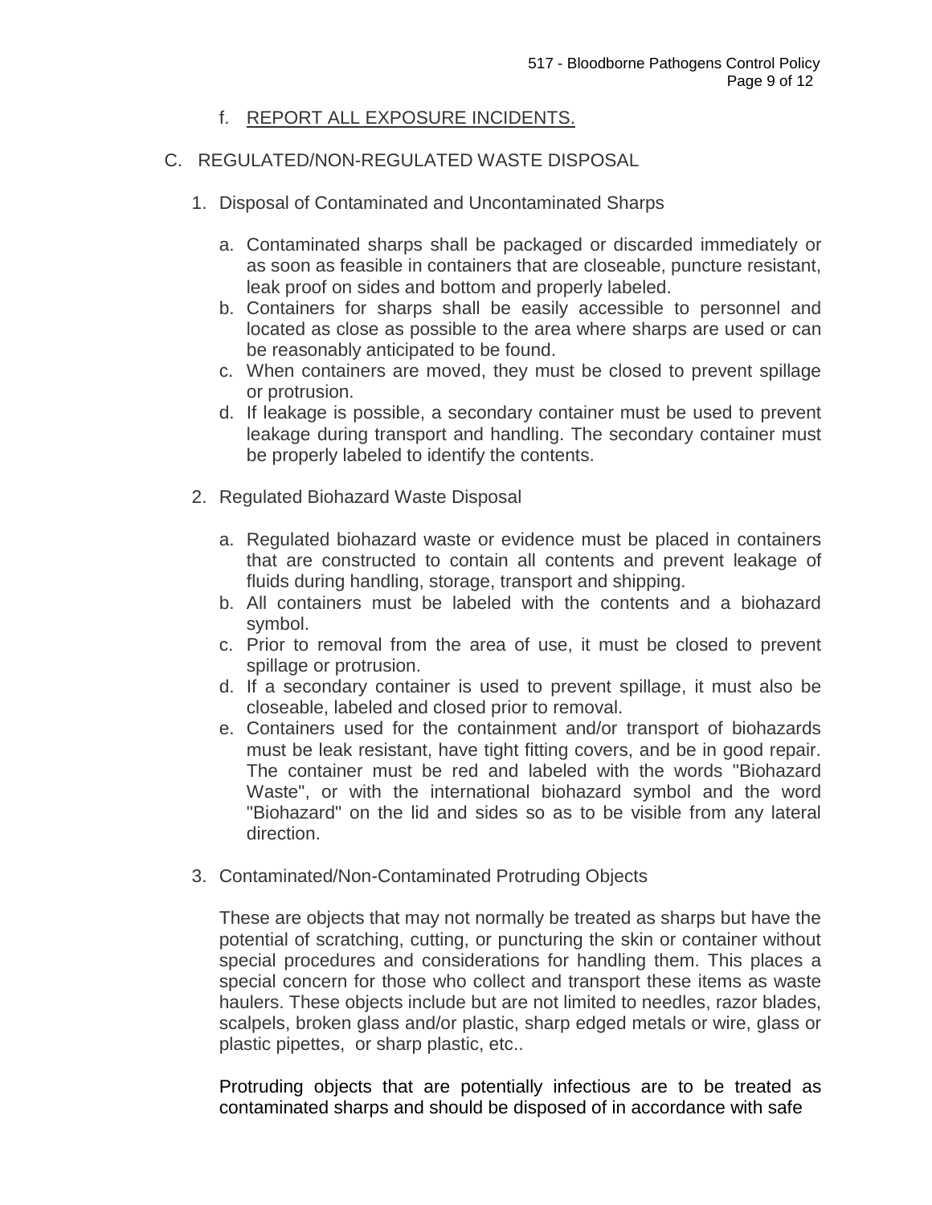f. <u>REPORT ALL EXPOSURE INCIDENTS.</u>

C. REGULATED/NON-REGULATED WASTE DISPOSAL

1. Disposal of Contaminated and Uncontaminated Sharps

   a. Contaminated sharps shall be packaged or discarded immediately or as soon as feasible in containers that are closeable, puncture resistant, leak proof on sides and bottom and properly labeled.
   b. Containers for sharps shall be easily accessible to personnel and located as close as possible to the area where sharps are used or can be reasonably anticipated to be found.
   c. When containers are moved, they must be closed to prevent spillage or protrusion.
   d. If leakage is possible, a secondary container must be used to prevent leakage during transport and handling. The secondary container must be properly labeled to identify the contents.

2. Regulated Biohazard Waste Disposal

   a. Regulated biohazard waste or evidence must be placed in containers that are constructed to contain all contents and prevent leakage of fluids during handling, storage, transport and shipping.
   b. All containers must be labeled with the contents and a biohazard symbol.
   c. Prior to removal from the area of use, it must be closed to prevent spillage or protrusion.
   d. If a secondary container is used to prevent spillage, it must also be closeable, labeled and closed prior to removal.
   e. Containers used for the containment and/or transport of biohazards must be leak resistant, have tight fitting covers, and be in good repair. The container must be red and labeled with the words "Biohazard Waste", or with the international biohazard symbol and the word "Biohazard" on the lid and sides so as to be visible from any lateral direction.

3. Contaminated/Non-Contaminated Protruding Objects

   These are objects that may not normally be treated as sharps but have the potential of scratching, cutting, or puncturing the skin or container without special procedures and considerations for handling them. This places a special concern for those who collect and transport these items as waste haulers. These objects include but are not limited to needles, razor blades, scalpels, broken glass and/or plastic, sharp edged metals or wire, glass or plastic pipettes, or sharp plastic, etc..

   Protruding objects that are potentially infectious are to be treated as contaminated sharps and should be disposed of in accordance with safe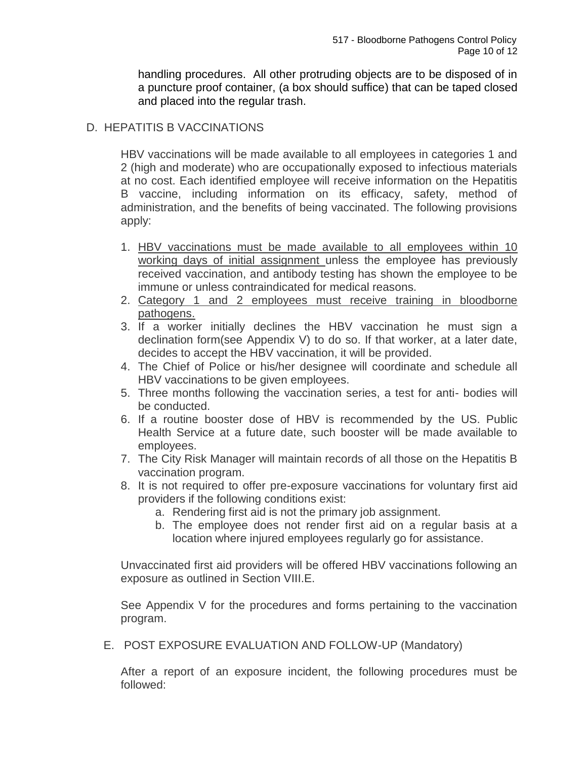handling procedures. All other protruding objects are to be disposed of in a puncture proof container, (a box should suffice) that can be taped closed and placed into the regular trash.

D. HEPATITIS B VACCINATIONS

HBV vaccinations will be made available to all employees in categories 1 and 2 (high and moderate) who are occupationally exposed to infectious materials at no cost. Each identified employee will receive information on the Hepatitis B vaccine, including information on its efficacy, safety, method of administration, and the benefits of being vaccinated. The following provisions apply:

1. <u>HBV vaccinations must be made available to all employees within 10 working days of initial assignment</u> unless the employee has previously received vaccination, and antibody testing has shown the employee to be immune or unless contraindicated for medical reasons.
2. <u>Category 1 and 2 employees must receive training in bloodborne pathogens.</u>
3. If a worker initially declines the HBV vaccination he must sign a declination form(see Appendix V) to do so. If that worker, at a later date, decides to accept the HBV vaccination, it will be provided.
4. The Chief of Police or his/her designee will coordinate and schedule all HBV vaccinations to be given employees.
5. Three months following the vaccination series, a test for anti- bodies will be conducted.
6. If a routine booster dose of HBV is recommended by the US. Public Health Service at a future date, such booster will be made available to employees.
7. The City Risk Manager will maintain records of all those on the Hepatitis B vaccination program.
8. It is not required to offer pre-exposure vaccinations for voluntary first aid providers if the following conditions exist:
   a. Rendering first aid is not the primary job assignment.
   b. The employee does not render first aid on a regular basis at a location where injured employees regularly go for assistance.

Unvaccinated first aid providers will be offered HBV vaccinations following an exposure as outlined in Section VIII.E.

See Appendix V for the procedures and forms pertaining to the vaccination program.

E. POST EXPOSURE EVALUATION AND FOLLOW-UP (Mandatory)

After a report of an exposure incident, the following procedures must be followed: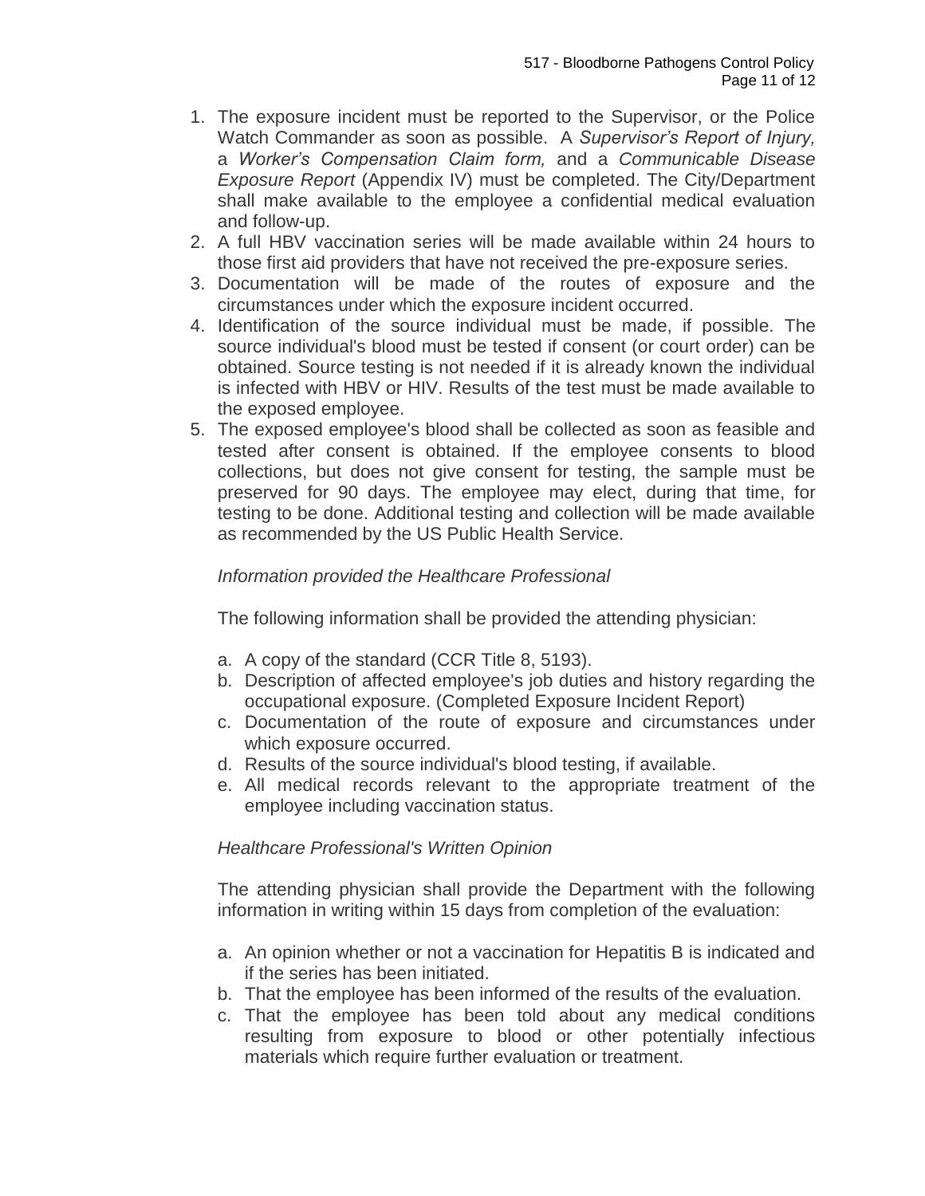1. The exposure incident must be reported to the Supervisor, or the Police Watch Commander as soon as possible. A *Supervisor's Report of Injury,* a *Worker's Compensation Claim form,* and a *Communicable Disease Exposure Report* (Appendix IV) must be completed. The City/Department shall make available to the employee a confidential medical evaluation and follow-up.
2. A full HBV vaccination series will be made available within 24 hours to those first aid providers that have not received the pre-exposure series.
3. Documentation will be made of the routes of exposure and the circumstances under which the exposure incident occurred.
4. Identification of the source individual must be made, if possible. The source individual's blood must be tested if consent (or court order) can be obtained. Source testing is not needed if it is already known the individual is infected with HBV or HIV. Results of the test must be made available to the exposed employee.
5. The exposed employee's blood shall be collected as soon as feasible and tested after consent is obtained. If the employee consents to blood collections, but does not give consent for testing, the sample must be preserved for 90 days. The employee may elect, during that time, for testing to be done. Additional testing and collection will be made available as recommended by the US Public Health Service.

*Information provided the Healthcare Professional*

The following information shall be provided the attending physician:

a. A copy of the standard (CCR Title 8, 5193).
b. Description of affected employee's job duties and history regarding the occupational exposure. (Completed Exposure Incident Report)
c. Documentation of the route of exposure and circumstances under which exposure occurred.
d. Results of the source individual's blood testing, if available.
e. All medical records relevant to the appropriate treatment of the employee including vaccination status.

*Healthcare Professional's Written Opinion*

The attending physician shall provide the Department with the following information in writing within 15 days from completion of the evaluation:

a. An opinion whether or not a vaccination for Hepatitis B is indicated and if the series has been initiated.
b. That the employee has been informed of the results of the evaluation.
c. That the employee has been told about any medical conditions resulting from exposure to blood or other potentially infectious materials which require further evaluation or treatment.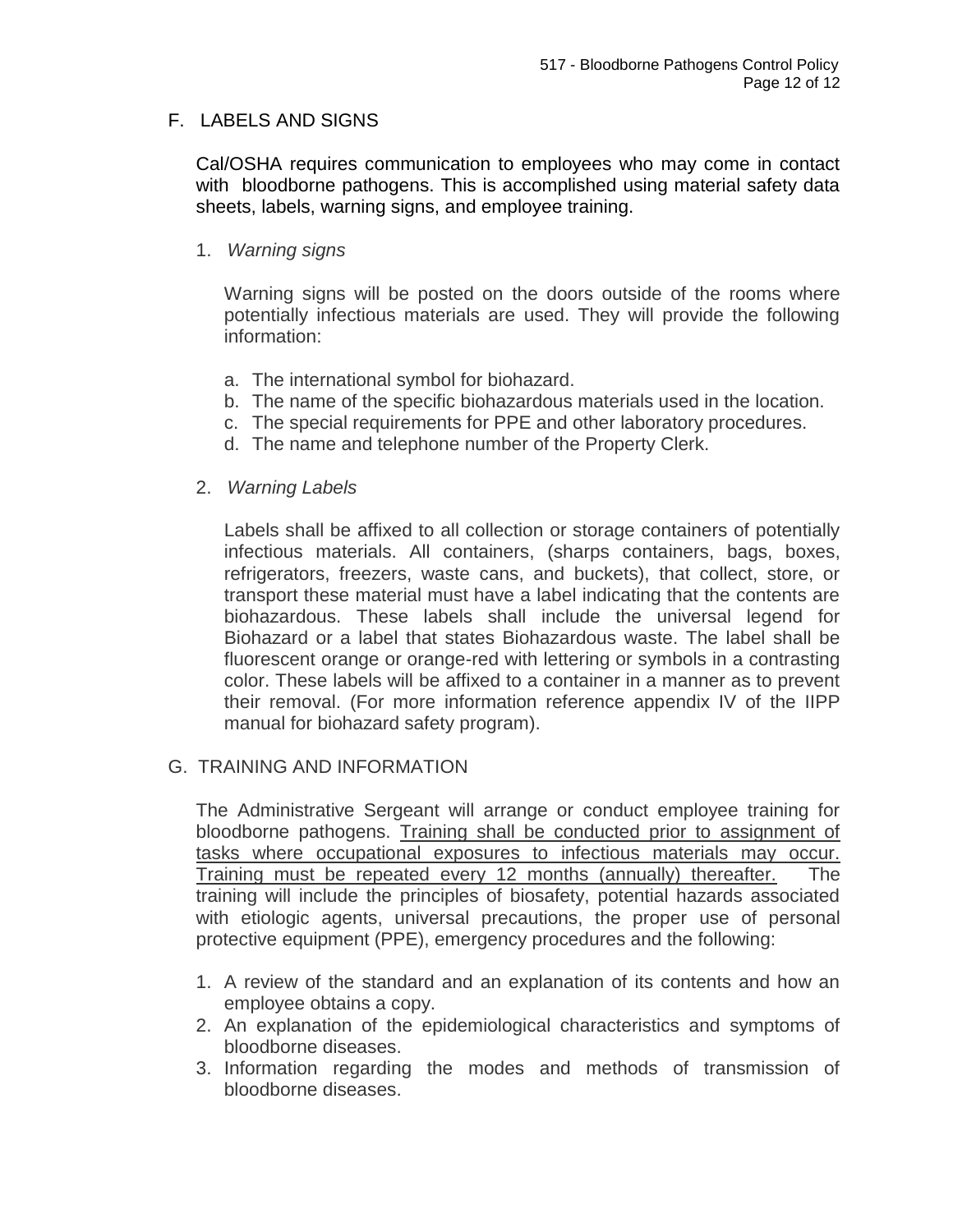## F. LABELS AND SIGNS

Cal/OSHA requires communication to employees who may come in contact with bloodborne pathogens. This is accomplished using material safety data sheets, labels, warning signs, and employee training.

1. *Warning signs*

   Warning signs will be posted on the doors outside of the rooms where potentially infectious materials are used. They will provide the following information:

   a. The international symbol for biohazard.
   b. The name of the specific biohazardous materials used in the location.
   c. The special requirements for PPE and other laboratory procedures.
   d. The name and telephone number of the Property Clerk.

2. *Warning Labels*

   Labels shall be affixed to all collection or storage containers of potentially infectious materials. All containers, (sharps containers, bags, boxes, refrigerators, freezers, waste cans, and buckets), that collect, store, or transport these material must have a label indicating that the contents are biohazardous. These labels shall include the universal legend for Biohazard or a label that states Biohazardous waste. The label shall be fluorescent orange or orange-red with lettering or symbols in a contrasting color. These labels will be affixed to a container in a manner as to prevent their removal. (For more information reference appendix IV of the IIPP manual for biohazard safety program).

## G. TRAINING AND INFORMATION

The Administrative Sergeant will arrange or conduct employee training for bloodborne pathogens. <u>Training shall be conducted prior to assignment of tasks where occupational exposures to infectious materials may occur. Training must be repeated every 12 months (annually) thereafter.</u> The training will include the principles of biosafety, potential hazards associated with etiologic agents, universal precautions, the proper use of personal protective equipment (PPE), emergency procedures and the following:

1. A review of the standard and an explanation of its contents and how an employee obtains a copy.
2. An explanation of the epidemiological characteristics and symptoms of bloodborne diseases.
3. Information regarding the modes and methods of transmission of bloodborne diseases.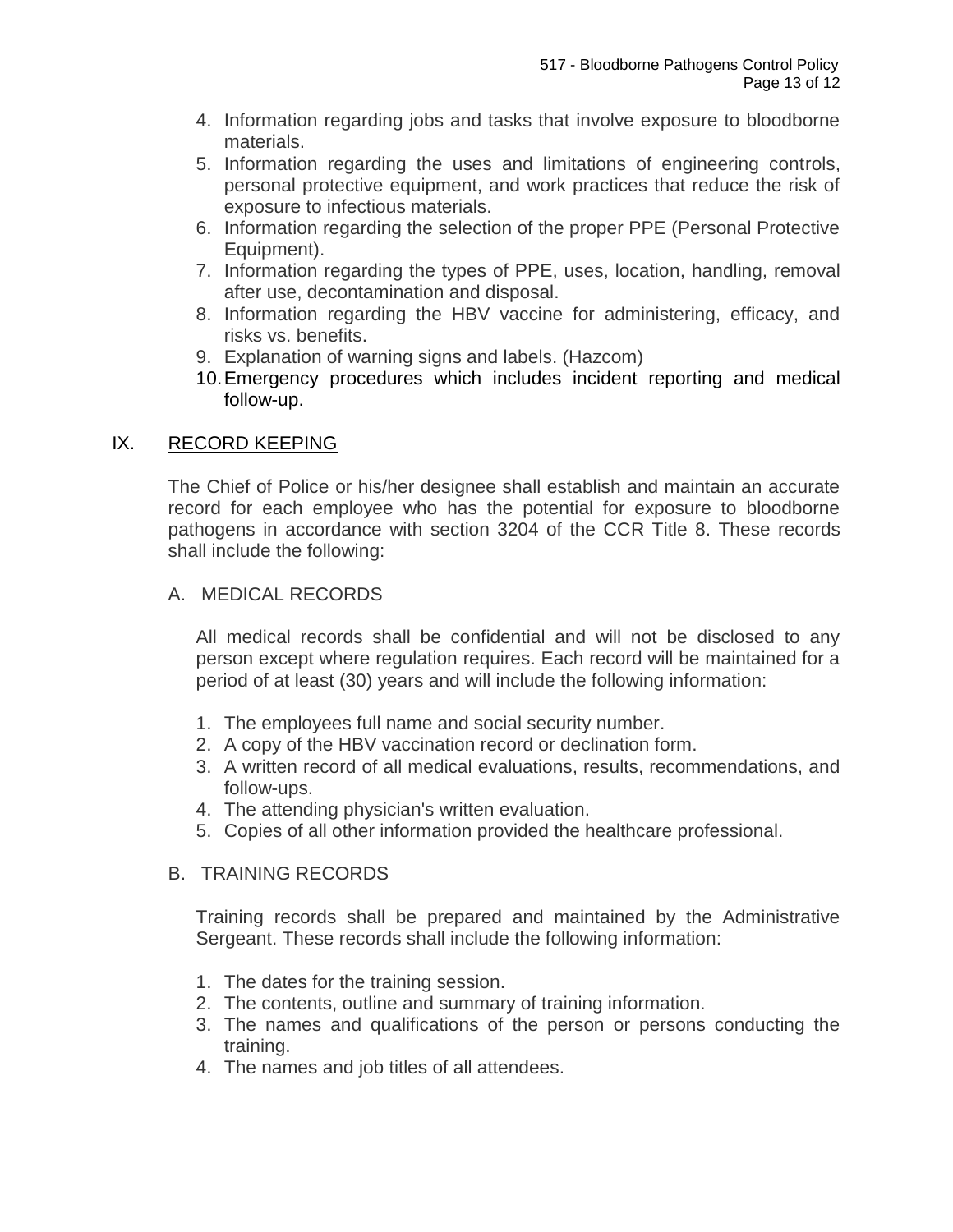4. Information regarding jobs and tasks that involve exposure to bloodborne materials.
5. Information regarding the uses and limitations of engineering controls, personal protective equipment, and work practices that reduce the risk of exposure to infectious materials.
6. Information regarding the selection of the proper PPE (Personal Protective Equipment).
7. Information regarding the types of PPE, uses, location, handling, removal after use, decontamination and disposal.
8. Information regarding the HBV vaccine for administering, efficacy, and risks vs. benefits.
9. Explanation of warning signs and labels. (Hazcom)
10. Emergency procedures which includes incident reporting and medical follow-up.

## IX. RECORD KEEPING

The Chief of Police or his/her designee shall establish and maintain an accurate record for each employee who has the potential for exposure to bloodborne pathogens in accordance with section 3204 of the CCR Title 8. These records shall include the following:

### A. MEDICAL RECORDS

All medical records shall be confidential and will not be disclosed to any person except where regulation requires. Each record will be maintained for a period of at least (30) years and will include the following information:

1. The employees full name and social security number.
2. A copy of the HBV vaccination record or declination form.
3. A written record of all medical evaluations, results, recommendations, and follow-ups.
4. The attending physician's written evaluation.
5. Copies of all other information provided the healthcare professional.

### B. TRAINING RECORDS

Training records shall be prepared and maintained by the Administrative Sergeant. These records shall include the following information:

1. The dates for the training session.
2. The contents, outline and summary of training information.
3. The names and qualifications of the person or persons conducting the training.
4. The names and job titles of all attendees.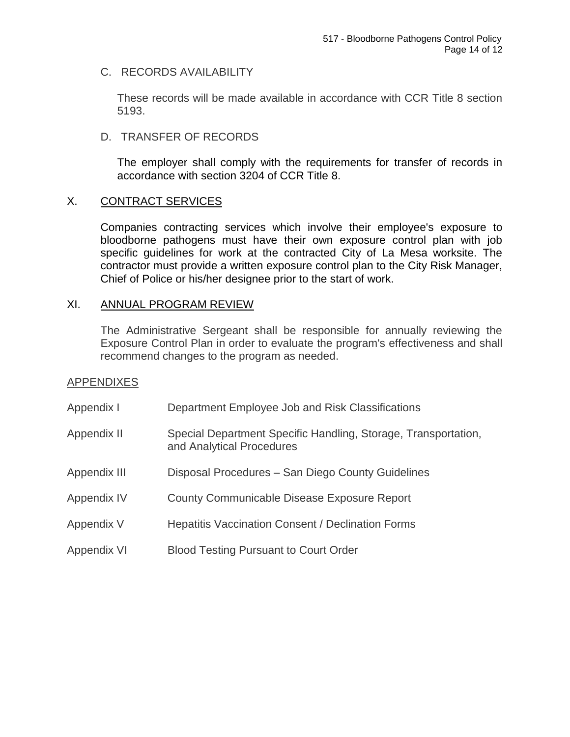### C. RECORDS AVAILABILITY

These records will be made available in accordance with CCR Title 8 section 5193.

### D. TRANSFER OF RECORDS

The employer shall comply with the requirements for transfer of records in accordance with section 3204 of CCR Title 8.

## X. CONTRACT SERVICES

Companies contracting services which involve their employee's exposure to bloodborne pathogens must have their own exposure control plan with job specific guidelines for work at the contracted City of La Mesa worksite. The contractor must provide a written exposure control plan to the City Risk Manager, Chief of Police or his/her designee prior to the start of work.

## XI. ANNUAL PROGRAM REVIEW

The Administrative Sergeant shall be responsible for annually reviewing the Exposure Control Plan in order to evaluate the program's effectiveness and shall recommend changes to the program as needed.

## APPENDIXES

| | |
|---|---|
| Appendix I | Department Employee Job and Risk Classifications |
| Appendix II | Special Department Specific Handling, Storage, Transportation, and Analytical Procedures |
| Appendix III | Disposal Procedures – San Diego County Guidelines |
| Appendix IV | County Communicable Disease Exposure Report |
| Appendix V | Hepatitis Vaccination Consent / Declination Forms |
| Appendix VI | Blood Testing Pursuant to Court Order |